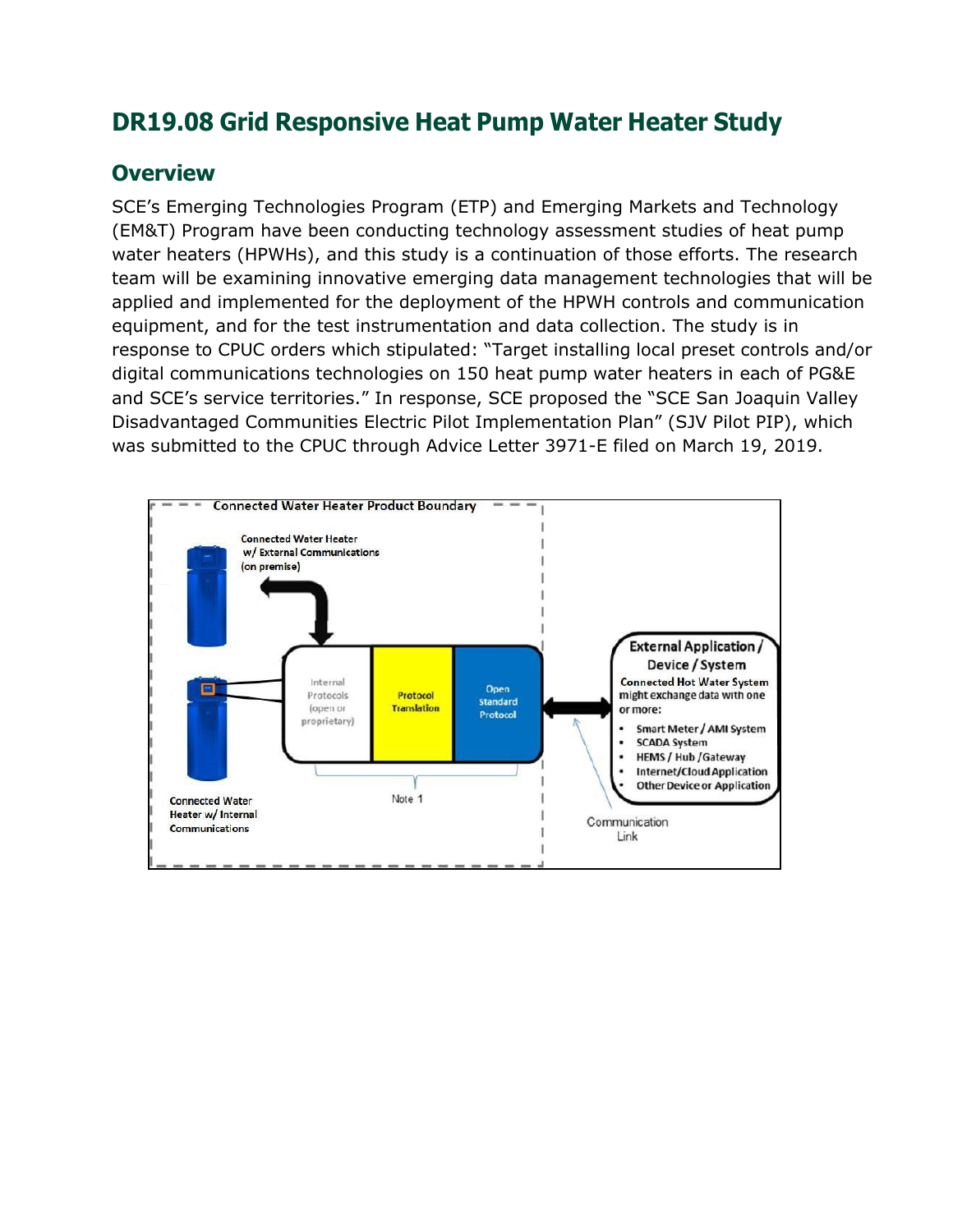# DR19.08 Grid Responsive Heat Pump Water Heater Study

## Overview

SCE's Emerging Technologies Program (ETP) and Emerging Markets and Technology (EM&T) Program have been conducting technology assessment studies of heat pump water heaters (HPWHs), and this study is a continuation of those efforts. The research team will be examining innovative emerging data management technologies that will be applied and implemented for the deployment of the HPWH controls and communication equipment, and for the test instrumentation and data collection. The study is in response to CPUC orders which stipulated: "Target installing local preset controls and/or digital communications technologies on 150 heat pump water heaters in each of PG&E and SCE's service territories." In response, SCE proposed the "SCE San Joaquin Valley Disadvantaged Communities Electric Pilot Implementation Plan" (SJV Pilot PIP), which was submitted to the CPUC through Advice Letter 3971-E filed on March 19, 2019.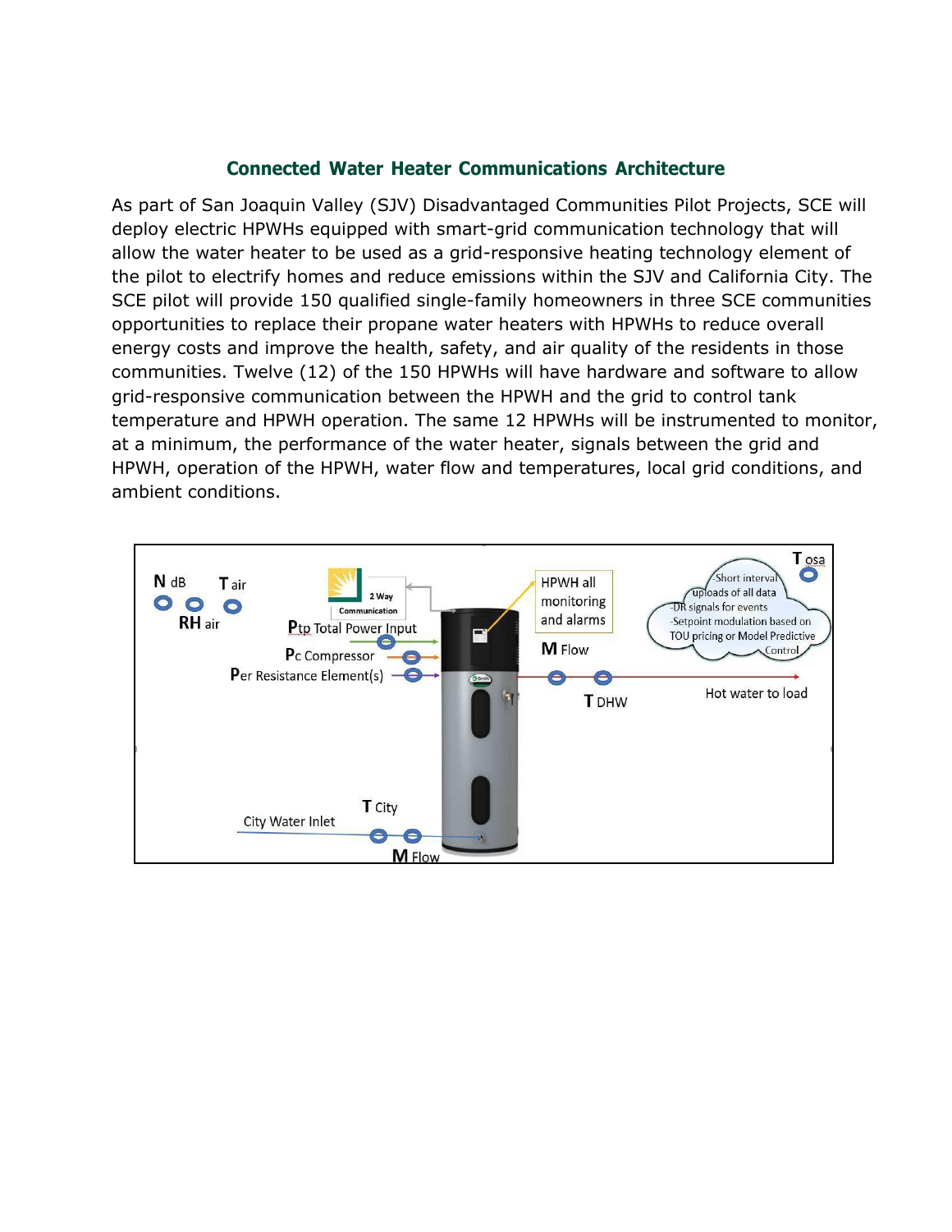## Connected Water Heater Communications Architecture

As part of San Joaquin Valley (SJV) Disadvantaged Communities Pilot Projects, SCE will deploy electric HPWHs equipped with smart-grid communication technology that will allow the water heater to be used as a grid-responsive heating technology element of the pilot to electrify homes and reduce emissions within the SJV and California City. The SCE pilot will provide 150 qualified single-family homeowners in three SCE communities opportunities to replace their propane water heaters with HPWHs to reduce overall energy costs and improve the health, safety, and air quality of the residents in those communities. Twelve (12) of the 150 HPWHs will have hardware and software to allow grid-responsive communication between the HPWH and the grid to control tank temperature and HPWH operation. The same 12 HPWHs will be instrumented to monitor, at a minimum, the performance of the water heater, signals between the grid and HPWH, operation of the HPWH, water flow and temperatures, local grid conditions, and ambient conditions.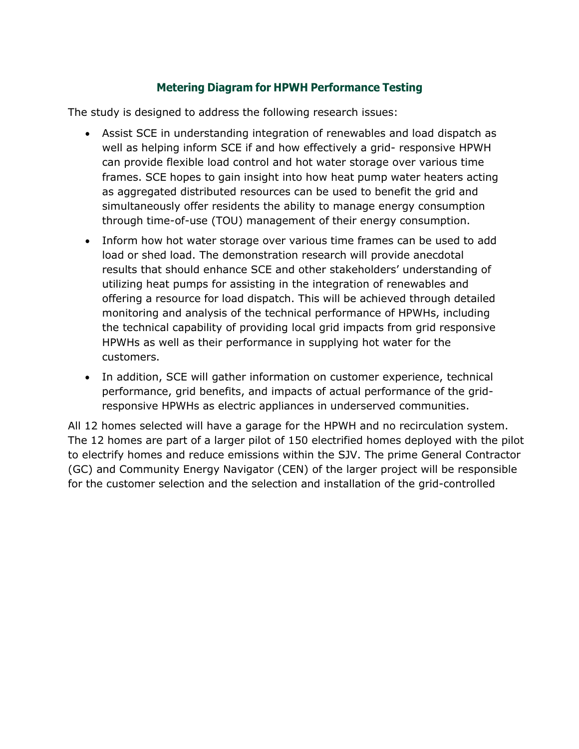### Metering Diagram for HPWH Performance Testing

The study is designed to address the following research issues:

- Assist SCE in understanding integration of renewables and load dispatch as well as helping inform SCE if and how effectively a grid- responsive HPWH can provide flexible load control and hot water storage over various time frames. SCE hopes to gain insight into how heat pump water heaters acting as aggregated distributed resources can be used to benefit the grid and simultaneously offer residents the ability to manage energy consumption through time-of-use (TOU) management of their energy consumption.
- Inform how hot water storage over various time frames can be used to add load or shed load. The demonstration research will provide anecdotal results that should enhance SCE and other stakeholders' understanding of utilizing heat pumps for assisting in the integration of renewables and offering a resource for load dispatch. This will be achieved through detailed monitoring and analysis of the technical performance of HPWHs, including the technical capability of providing local grid impacts from grid responsive HPWHs as well as their performance in supplying hot water for the customers.
- In addition, SCE will gather information on customer experience, technical performance, grid benefits, and impacts of actual performance of the grid-responsive HPWHs as electric appliances in underserved communities.

All 12 homes selected will have a garage for the HPWH and no recirculation system. The 12 homes are part of a larger pilot of 150 electrified homes deployed with the pilot to electrify homes and reduce emissions within the SJV. The prime General Contractor (GC) and Community Energy Navigator (CEN) of the larger project will be responsible for the customer selection and the selection and installation of the grid-controlled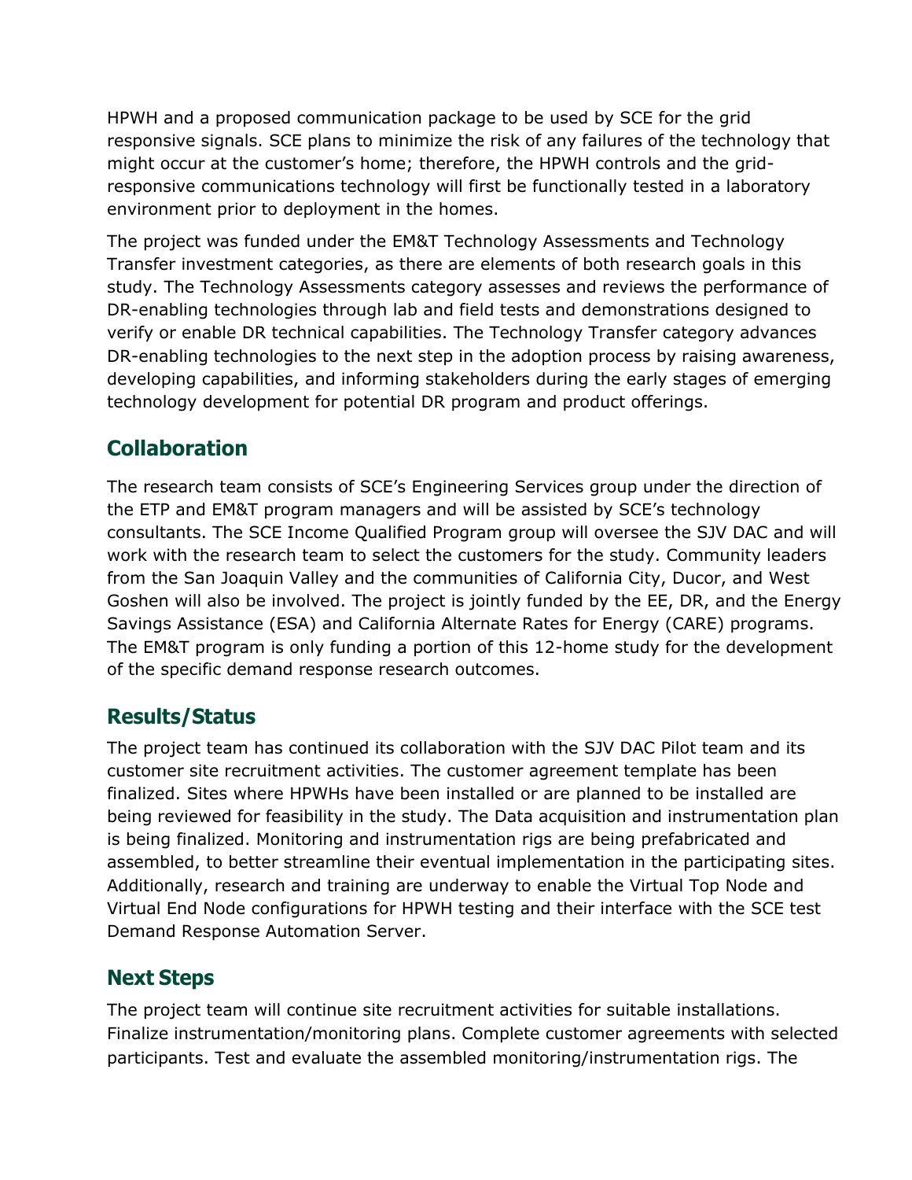HPWH and a proposed communication package to be used by SCE for the grid responsive signals. SCE plans to minimize the risk of any failures of the technology that might occur at the customer's home; therefore, the HPWH controls and the grid-responsive communications technology will first be functionally tested in a laboratory environment prior to deployment in the homes.

The project was funded under the EM&T Technology Assessments and Technology Transfer investment categories, as there are elements of both research goals in this study. The Technology Assessments category assesses and reviews the performance of DR-enabling technologies through lab and field tests and demonstrations designed to verify or enable DR technical capabilities. The Technology Transfer category advances DR-enabling technologies to the next step in the adoption process by raising awareness, developing capabilities, and informing stakeholders during the early stages of emerging technology development for potential DR program and product offerings.

## Collaboration

The research team consists of SCE's Engineering Services group under the direction of the ETP and EM&T program managers and will be assisted by SCE's technology consultants. The SCE Income Qualified Program group will oversee the SJV DAC and will work with the research team to select the customers for the study. Community leaders from the San Joaquin Valley and the communities of California City, Ducor, and West Goshen will also be involved. The project is jointly funded by the EE, DR, and the Energy Savings Assistance (ESA) and California Alternate Rates for Energy (CARE) programs. The EM&T program is only funding a portion of this 12-home study for the development of the specific demand response research outcomes.

## Results/Status

The project team has continued its collaboration with the SJV DAC Pilot team and its customer site recruitment activities. The customer agreement template has been finalized. Sites where HPWHs have been installed or are planned to be installed are being reviewed for feasibility in the study. The Data acquisition and instrumentation plan is being finalized. Monitoring and instrumentation rigs are being prefabricated and assembled, to better streamline their eventual implementation in the participating sites. Additionally, research and training are underway to enable the Virtual Top Node and Virtual End Node configurations for HPWH testing and their interface with the SCE test Demand Response Automation Server.

## Next Steps

The project team will continue site recruitment activities for suitable installations. Finalize instrumentation/monitoring plans. Complete customer agreements with selected participants. Test and evaluate the assembled monitoring/instrumentation rigs. The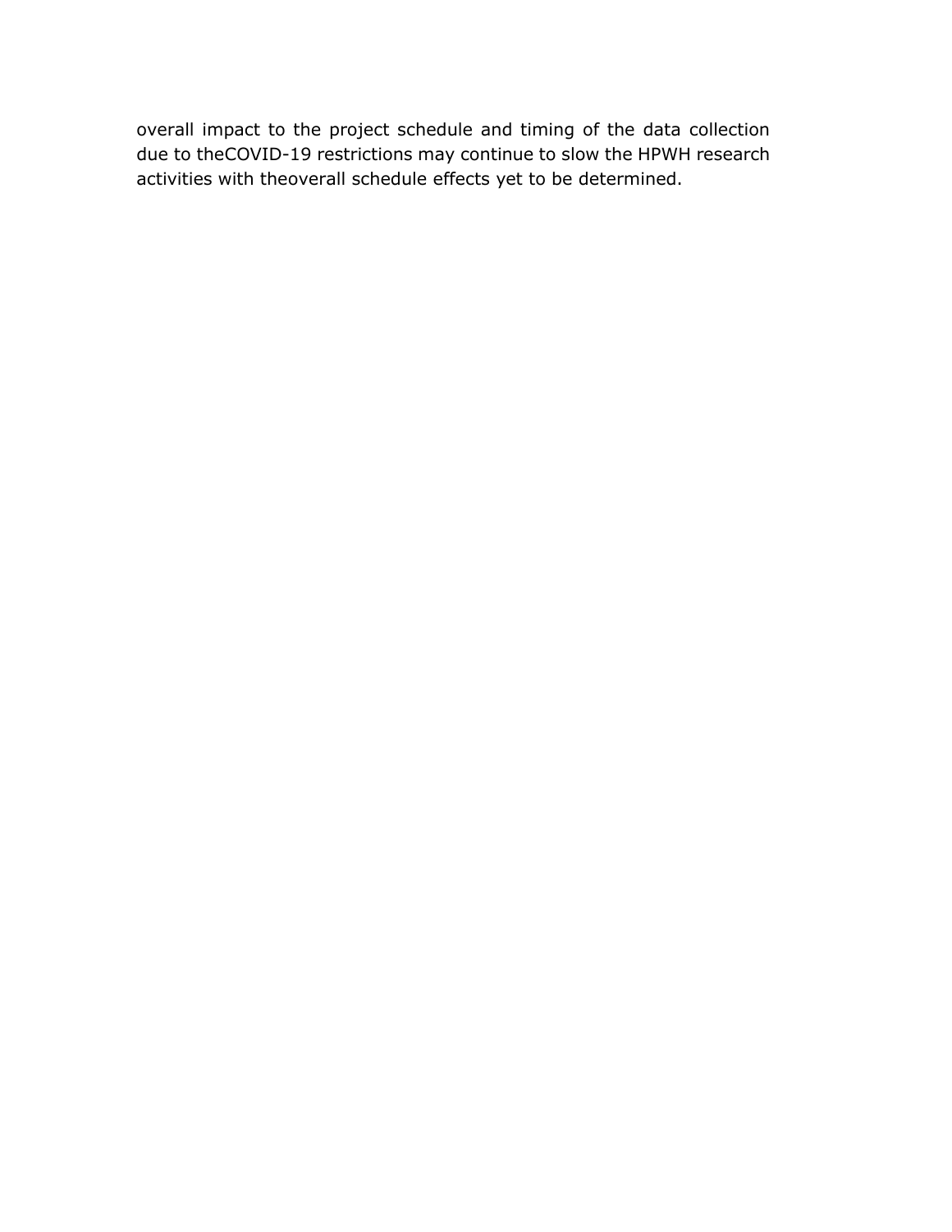overall impact to the project schedule and timing of the data collection due to theCOVID-19 restrictions may continue to slow the HPWH research activities with theoverall schedule effects yet to be determined.